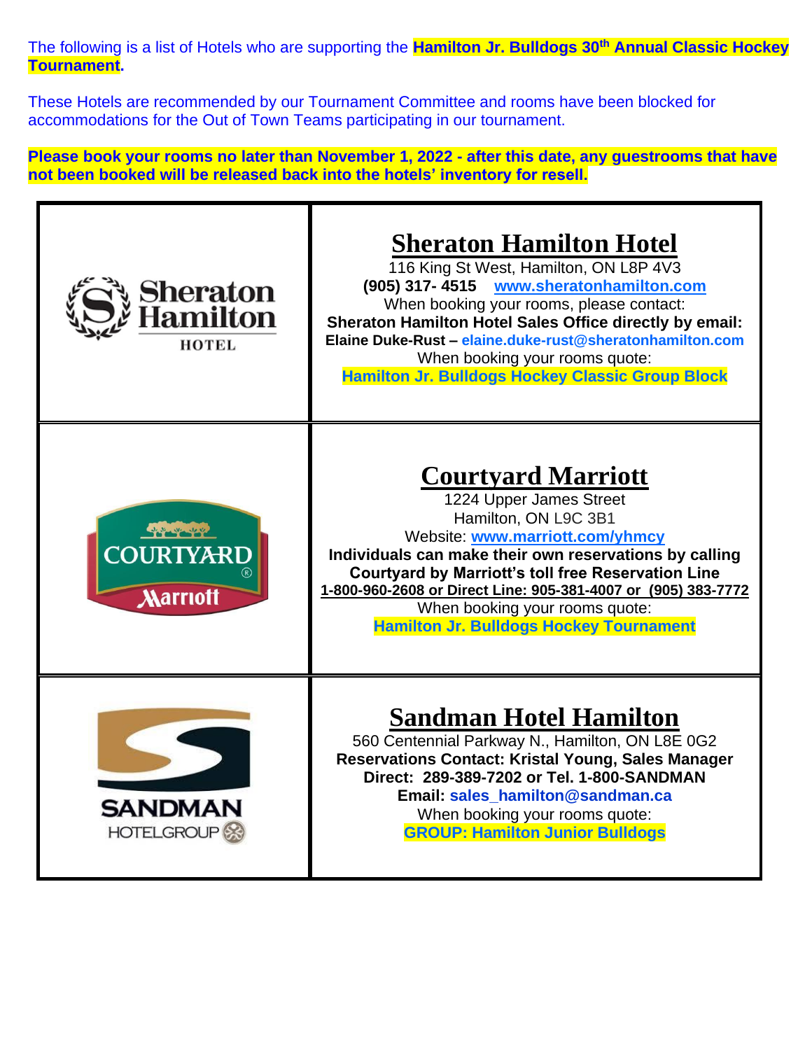The following is a list of Hotels who are supporting the **Hamilton Jr. Bulldogs 30th Annual Classic Hockey Tournament.**

These Hotels are recommended by our Tournament Committee and rooms have been blocked for accommodations for the Out of Town Teams participating in our tournament.

**Please book your rooms no later than November 1, 2022 - after this date, any guestrooms that have not been booked will be released back into the hotels' inventory for resell.**

| Logo | Hotel Details |
|---|---|
| Sheraton Hamilton HOTEL | **Sheraton Hamilton Hotel**<br>116 King St West, Hamilton, ON L8P 4V3<br>**(905) 317- 4515** www.sheratonhamilton.com<br>When booking your rooms, please contact:<br>**Sheraton Hamilton Hotel Sales Office directly by email:**<br>**Elaine Duke-Rust – elaine.duke-rust@sheratonhamilton.com**<br>When booking your rooms quote:<br>**Hamilton Jr. Bulldogs Hockey Classic Group Block** |
| COURTYARD Marriott | **Courtyard Marriott**<br>1224 Upper James Street<br>Hamilton, ON L9C 3B1<br>Website: www.marriott.com/yhmcy<br>**Individuals can make their own reservations by calling Courtyard by Marriott's toll free Reservation Line**<br>**1-800-960-2608 or Direct Line: 905-381-4007 or (905) 383-7772**<br>When booking your rooms quote:<br>**Hamilton Jr. Bulldogs Hockey Tournament** |
| SANDMAN HOTELGROUP | **Sandman Hotel Hamilton**<br>560 Centennial Parkway N., Hamilton, ON L8E 0G2<br>**Reservations Contact: Kristal Young, Sales Manager**<br>**Direct: 289-389-7202 or Tel. 1-800-SANDMAN**<br>**Email: sales_hamilton@sandman.ca**<br>When booking your rooms quote:<br>**GROUP: Hamilton Junior Bulldogs** |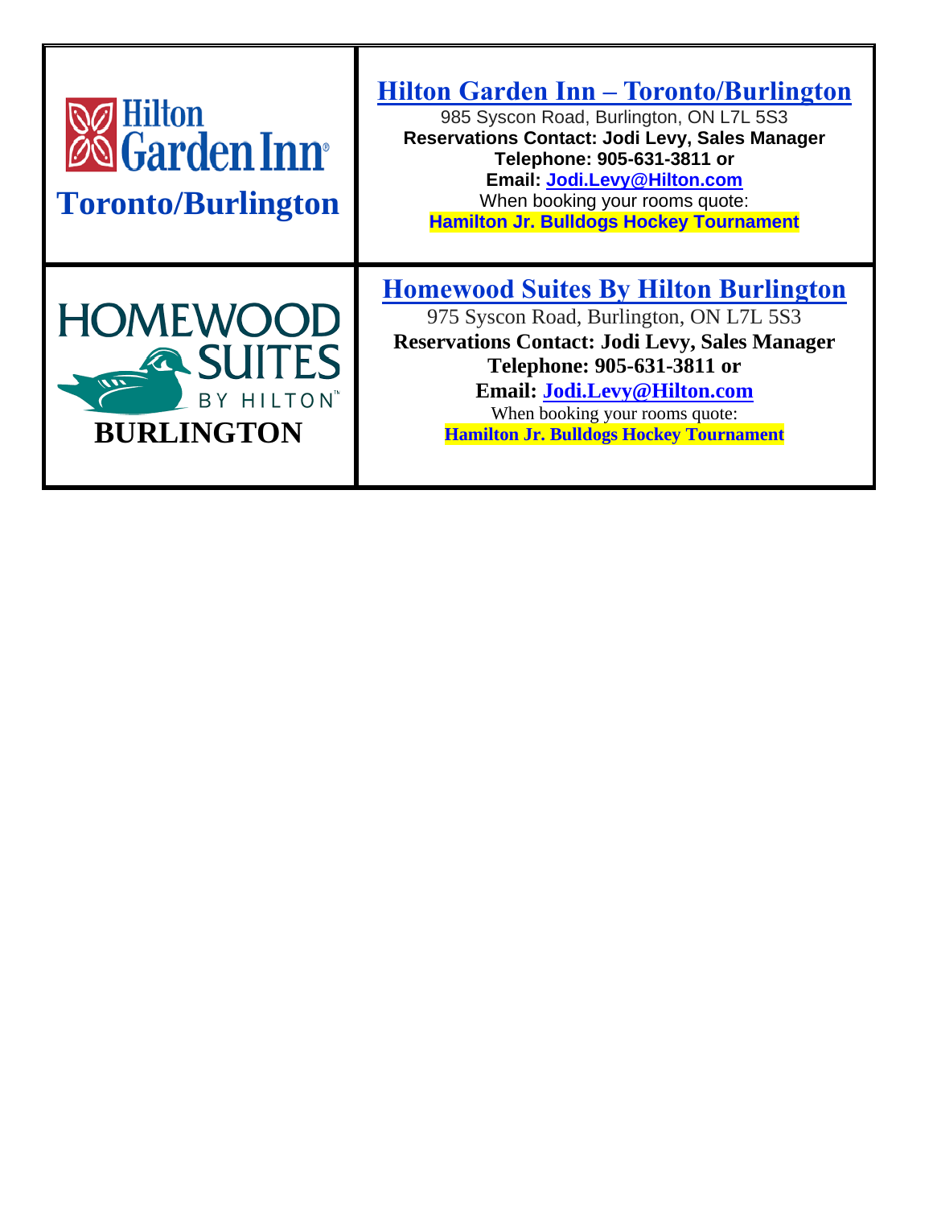| | |
|---|---|
| Hilton Garden Inn **Toronto/Burlington** | **Hilton Garden Inn – Toronto/Burlington**<br>985 Syscon Road, Burlington, ON L7L 5S3<br>**Reservations Contact: Jodi Levy, Sales Manager**<br>**Telephone: 905-631-3811 or**<br>**Email: Jodi.Levy@Hilton.com**<br>When booking your rooms quote:<br>**Hamilton Jr. Bulldogs Hockey Tournament** |
| HOMEWOOD SUITES BY HILTON **BURLINGTON** | **Homewood Suites By Hilton Burlington**<br>975 Syscon Road, Burlington, ON L7L 5S3<br>**Reservations Contact: Jodi Levy, Sales Manager**<br>**Telephone: 905-631-3811 or**<br>**Email: Jodi.Levy@Hilton.com**<br>When booking your rooms quote:<br>**Hamilton Jr. Bulldogs Hockey Tournament** |